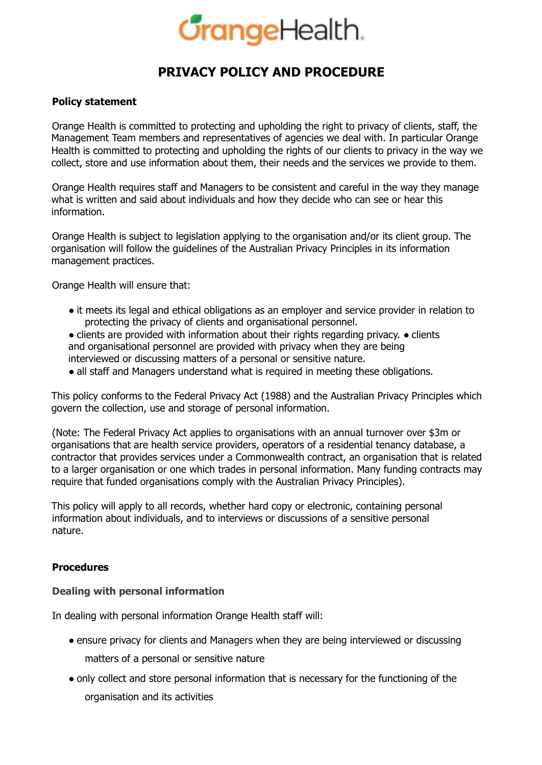OrangeHealth

# PRIVACY POLICY AND PROCEDURE

**Policy statement**

Orange Health is committed to protecting and upholding the right to privacy of clients, staff, the Management Team members and representatives of agencies we deal with. In particular Orange Health is committed to protecting and upholding the rights of our clients to privacy in the way we collect, store and use information about them, their needs and the services we provide to them.

Orange Health requires staff and Managers to be consistent and careful in the way they manage what is written and said about individuals and how they decide who can see or hear this information.

Orange Health is subject to legislation applying to the organisation and/or its client group. The organisation will follow the guidelines of the Australian Privacy Principles in its information management practices.

Orange Health will ensure that:

- it meets its legal and ethical obligations as an employer and service provider in relation to protecting the privacy of clients and organisational personnel.
- clients are provided with information about their rights regarding privacy.
- clients and organisational personnel are provided with privacy when they are being interviewed or discussing matters of a personal or sensitive nature.
- all staff and Managers understand what is required in meeting these obligations.

This policy conforms to the Federal Privacy Act (1988) and the Australian Privacy Principles which govern the collection, use and storage of personal information.

(Note: The Federal Privacy Act applies to organisations with an annual turnover over $3m or organisations that are health service providers, operators of a residential tenancy database, a contractor that provides services under a Commonwealth contract, an organisation that is related to a larger organisation or one which trades in personal information. Many funding contracts may require that funded organisations comply with the Australian Privacy Principles).

This policy will apply to all records, whether hard copy or electronic, containing personal information about individuals, and to interviews or discussions of a sensitive personal nature.

**Procedures**

**Dealing with personal information**

In dealing with personal information Orange Health staff will:

- ensure privacy for clients and Managers when they are being interviewed or discussing matters of a personal or sensitive nature
- only collect and store personal information that is necessary for the functioning of the organisation and its activities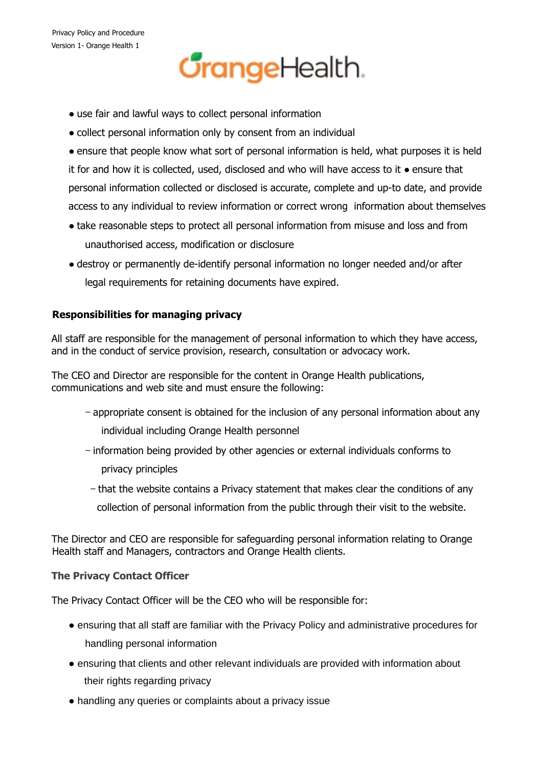- use fair and lawful ways to collect personal information
- collect personal information only by consent from an individual
- ensure that people know what sort of personal information is held, what purposes it is held it for and how it is collected, used, disclosed and who will have access to it
- ensure that personal information collected or disclosed is accurate, complete and up-to date, and provide access to any individual to review information or correct wrong information about themselves
- take reasonable steps to protect all personal information from misuse and loss and from unauthorised access, modification or disclosure
- destroy or permanently de-identify personal information no longer needed and/or after legal requirements for retaining documents have expired.

**Responsibilities for managing privacy**

All staff are responsible for the management of personal information to which they have access, and in the conduct of service provision, research, consultation or advocacy work.

The CEO and Director are responsible for the content in Orange Health publications, communications and web site and must ensure the following:

- appropriate consent is obtained for the inclusion of any personal information about any individual including Orange Health personnel
- information being provided by other agencies or external individuals conforms to privacy principles
- that the website contains a Privacy statement that makes clear the conditions of any collection of personal information from the public through their visit to the website.

The Director and CEO are responsible for safeguarding personal information relating to Orange Health staff and Managers, contractors and Orange Health clients.

**The Privacy Contact Officer**

The Privacy Contact Officer will be the CEO who will be responsible for:

- ensuring that all staff are familiar with the Privacy Policy and administrative procedures for handling personal information
- ensuring that clients and other relevant individuals are provided with information about their rights regarding privacy
- handling any queries or complaints about a privacy issue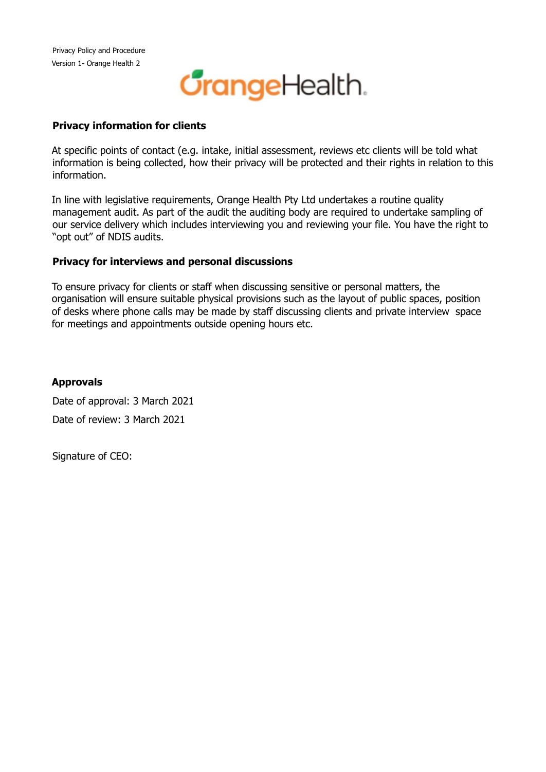## Privacy information for clients

At specific points of contact (e.g. intake, initial assessment, reviews etc clients will be told what information is being collected, how their privacy will be protected and their rights in relation to this information.

In line with legislative requirements, Orange Health Pty Ltd undertakes a routine quality management audit. As part of the audit the auditing body are required to undertake sampling of our service delivery which includes interviewing you and reviewing your file. You have the right to "opt out" of NDIS audits.

## Privacy for interviews and personal discussions

To ensure privacy for clients or staff when discussing sensitive or personal matters, the organisation will ensure suitable physical provisions such as the layout of public spaces, position of desks where phone calls may be made by staff discussing clients and private interview space for meetings and appointments outside opening hours etc.

## Approvals

Date of approval: 3 March 2021

Date of review: 3 March 2021

Signature of CEO: